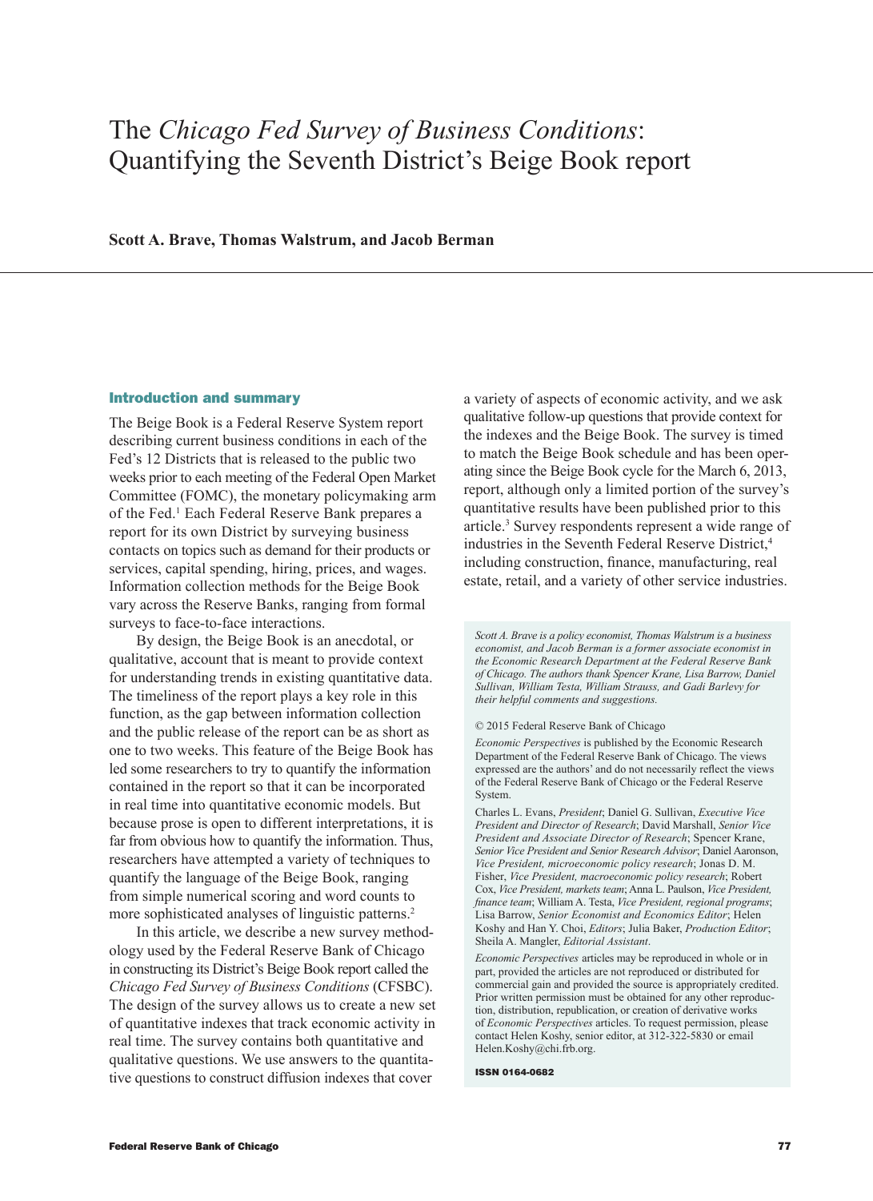# The *Chicago Fed Survey of Business Conditions*: Quantifying the Seventh District's Beige Book report

**Scott A. Brave, Thomas Walstrum, and Jacob Berman**

## Introduction and summary

The Beige Book is a Federal Reserve System report describing current business conditions in each of the Fed's 12 Districts that is released to the public two weeks prior to each meeting of the Federal Open Market Committee (FOMC), the monetary policymaking arm of the Fed.[1] Each Federal Reserve Bank prepares a report for its own District by surveying business contacts on topics such as demand for their products or services, capital spending, hiring, prices, and wages. Information collection methods for the Beige Book vary across the Reserve Banks, ranging from formal surveys to face-to-face interactions.

By design, the Beige Book is an anecdotal, or qualitative, account that is meant to provide context for understanding trends in existing quantitative data. The timeliness of the report plays a key role in this function, as the gap between information collection and the public release of the report can be as short as one to two weeks. This feature of the Beige Book has led some researchers to try to quantify the information contained in the report so that it can be incorporated in real time into quantitative economic models. But because prose is open to different interpretations, it is far from obvious how to quantify the information. Thus, researchers have attempted a variety of techniques to quantify the language of the Beige Book, ranging from simple numerical scoring and word counts to more sophisticated analyses of linguistic patterns.[2]

In this article, we describe a new survey methodology used by the Federal Reserve Bank of Chicago in constructing its District's Beige Book report called the *Chicago Fed Survey of Business Conditions* (CFSBC). The design of the survey allows us to create a new set of quantitative indexes that track economic activity in real time. The survey contains both quantitative and qualitative questions. We use answers to the quantitative questions to construct diffusion indexes that cover a variety of aspects of economic activity, and we ask qualitative follow-up questions that provide context for the indexes and the Beige Book. The survey is timed to match the Beige Book schedule and has been operating since the Beige Book cycle for the March 6, 2013, report, although only a limited portion of the survey's quantitative results have been published prior to this article.[3] Survey respondents represent a wide range of industries in the Seventh Federal Reserve District,[4] including construction, finance, manufacturing, real estate, retail, and a variety of other service industries.

*Scott A. Brave is a policy economist, Thomas Walstrum is a business economist, and Jacob Berman is a former associate economist in the Economic Research Department at the Federal Reserve Bank of Chicago. The authors thank Spencer Krane, Lisa Barrow, Daniel Sullivan, William Testa, William Strauss, and Gadi Barlevy for their helpful comments and suggestions.*

© 2015 Federal Reserve Bank of Chicago

*Economic Perspectives* is published by the Economic Research Department of the Federal Reserve Bank of Chicago. The views expressed are the authors' and do not necessarily reflect the views of the Federal Reserve Bank of Chicago or the Federal Reserve System.

Charles L. Evans, *President*; Daniel G. Sullivan, *Executive Vice President and Director of Research*; David Marshall, *Senior Vice President and Associate Director of Research*; Spencer Krane, *Senior Vice President and Senior Research Advisor*; Daniel Aaronson, *Vice President, microeconomic policy research*; Jonas D. M. Fisher, *Vice President, macroeconomic policy research*; Robert Cox, *Vice President, markets team*; Anna L. Paulson, *Vice President, finance team*; William A. Testa, *Vice President, regional programs*; Lisa Barrow, *Senior Economist and Economics Editor*; Helen Koshy and Han Y. Choi, *Editors*; Julia Baker, *Production Editor*; Sheila A. Mangler, *Editorial Assistant*.

*Economic Perspectives* articles may be reproduced in whole or in part, provided the articles are not reproduced or distributed for commercial gain and provided the source is appropriately credited. Prior written permission must be obtained for any other reproduction, distribution, republication, or creation of derivative works of *Economic Perspectives* articles. To request permission, please contact Helen Koshy, senior editor, at 312-322-5830 or email Helen.Koshy@chi.frb.org.

**ISSN 0164-0682**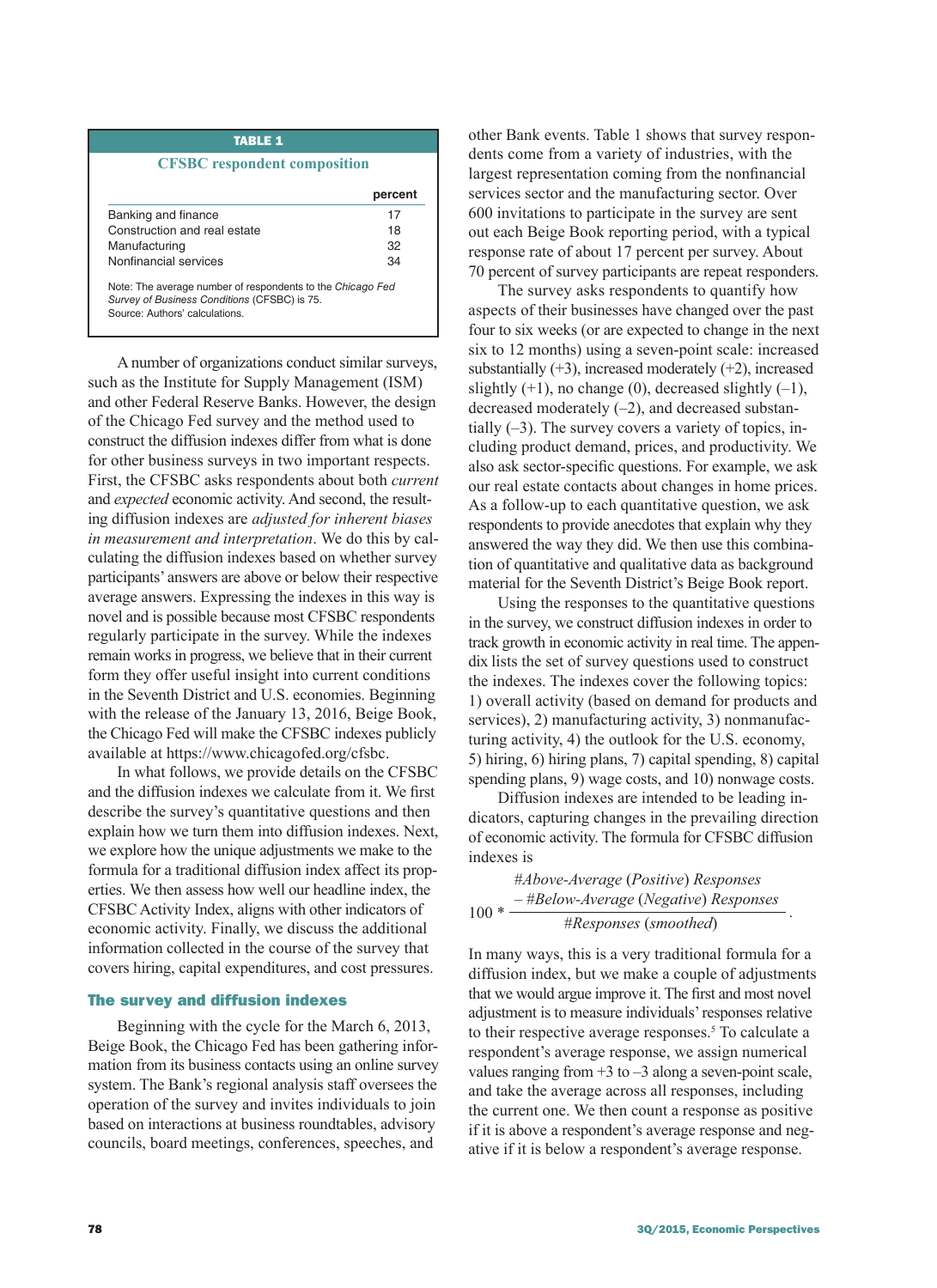**TABLE 1**

**CFSBC respondent composition**

| | percent |
|---|---|
| Banking and finance | 17 |
| Construction and real estate | 18 |
| Manufacturing | 32 |
| Nonfinancial services | 34 |

Note: The average number of respondents to the *Chicago Fed Survey of Business Conditions* (CFSBC) is 75.
Source: Authors' calculations.

A number of organizations conduct similar surveys, such as the Institute for Supply Management (ISM) and other Federal Reserve Banks. However, the design of the Chicago Fed survey and the method used to construct the diffusion indexes differ from what is done for other business surveys in two important respects. First, the CFSBC asks respondents about both *current* and *expected* economic activity. And second, the resulting diffusion indexes are *adjusted for inherent biases in measurement and interpretation*. We do this by calculating the diffusion indexes based on whether survey participants' answers are above or below their respective average answers. Expressing the indexes in this way is novel and is possible because most CFSBC respondents regularly participate in the survey. While the indexes remain works in progress, we believe that in their current form they offer useful insight into current conditions in the Seventh District and U.S. economies. Beginning with the release of the January 13, 2016, Beige Book, the Chicago Fed will make the CFSBC indexes publicly available at https://www.chicagofed.org/cfsbc.

In what follows, we provide details on the CFSBC and the diffusion indexes we calculate from it. We first describe the survey's quantitative questions and then explain how we turn them into diffusion indexes. Next, we explore how the unique adjustments we make to the formula for a traditional diffusion index affect its properties. We then assess how well our headline index, the CFSBC Activity Index, aligns with other indicators of economic activity. Finally, we discuss the additional information collected in the course of the survey that covers hiring, capital expenditures, and cost pressures.

## The survey and diffusion indexes

Beginning with the cycle for the March 6, 2013, Beige Book, the Chicago Fed has been gathering information from its business contacts using an online survey system. The Bank's regional analysis staff oversees the operation of the survey and invites individuals to join based on interactions at business roundtables, advisory councils, board meetings, conferences, speeches, and other Bank events. Table 1 shows that survey respondents come from a variety of industries, with the largest representation coming from the nonfinancial services sector and the manufacturing sector. Over 600 invitations to participate in the survey are sent out each Beige Book reporting period, with a typical response rate of about 17 percent per survey. About 70 percent of survey participants are repeat responders.

The survey asks respondents to quantify how aspects of their businesses have changed over the past four to six weeks (or are expected to change in the next six to 12 months) using a seven-point scale: increased substantially (+3), increased moderately (+2), increased slightly (+1), no change (0), decreased slightly (–1), decreased moderately (–2), and decreased substantially (–3). The survey covers a variety of topics, including product demand, prices, and productivity. We also ask sector-specific questions. For example, we ask our real estate contacts about changes in home prices. As a follow-up to each quantitative question, we ask respondents to provide anecdotes that explain why they answered the way they did. We then use this combination of quantitative and qualitative data as background material for the Seventh District's Beige Book report.

Using the responses to the quantitative questions in the survey, we construct diffusion indexes in order to track growth in economic activity in real time. The appendix lists the set of survey questions used to construct the indexes. The indexes cover the following topics: 1) overall activity (based on demand for products and services), 2) manufacturing activity, 3) nonmanufacturing activity, 4) the outlook for the U.S. economy, 5) hiring, 6) hiring plans, 7) capital spending, 8) capital spending plans, 9) wage costs, and 10) nonwage costs.

Diffusion indexes are intended to be leading indicators, capturing changes in the prevailing direction of economic activity. The formula for CFSBC diffusion indexes is

$$100 * \frac{\#\textit{Above-Average (Positive) Responses} - \#\textit{Below-Average (Negative) Responses}}{\#\textit{Responses (smoothed)}}.$$

In many ways, this is a very traditional formula for a diffusion index, but we make a couple of adjustments that we would argue improve it. The first and most novel adjustment is to measure individuals' responses relative to their respective average responses.[5] To calculate a respondent's average response, we assign numerical values ranging from +3 to –3 along a seven-point scale, and take the average across all responses, including the current one. We then count a response as positive if it is above a respondent's average response and negative if it is below a respondent's average response.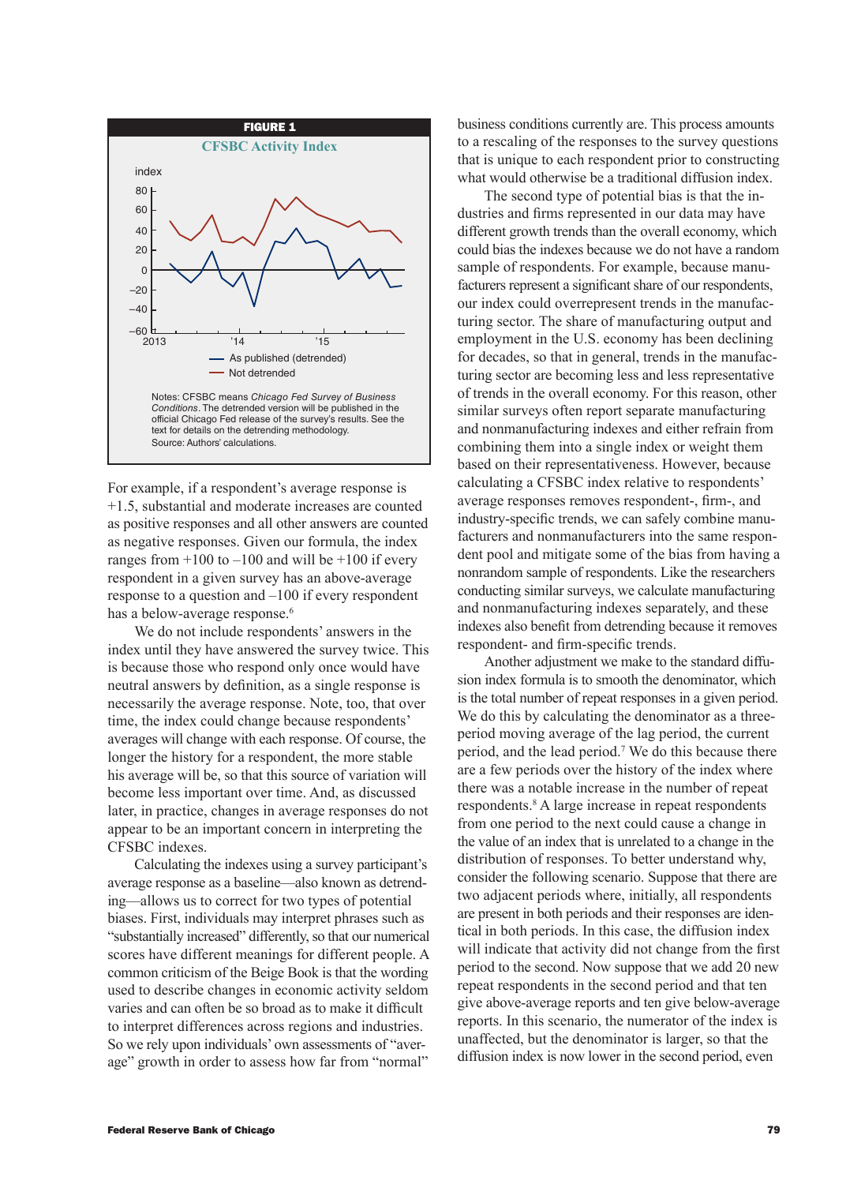**FIGURE 1**

**CFSBC Activity Index**

Notes: CFSBC means *Chicago Fed Survey of Business Conditions*. The detrended version will be published in the official Chicago Fed release of the survey's results. See the text for details on the detrending methodology.
Source: Authors' calculations.

For example, if a respondent's average response is +1.5, substantial and moderate increases are counted as positive responses and all other answers are counted as negative responses. Given our formula, the index ranges from +100 to –100 and will be +100 if every respondent in a given survey has an above-average response to a question and –100 if every respondent has a below-average response.[6]

We do not include respondents' answers in the index until they have answered the survey twice. This is because those who respond only once would have neutral answers by definition, as a single response is necessarily the average response. Note, too, that over time, the index could change because respondents' averages will change with each response. Of course, the longer the history for a respondent, the more stable his average will be, so that this source of variation will become less important over time. And, as discussed later, in practice, changes in average responses do not appear to be an important concern in interpreting the CFSBC indexes.

Calculating the indexes using a survey participant's average response as a baseline—also known as detrending—allows us to correct for two types of potential biases. First, individuals may interpret phrases such as "substantially increased" differently, so that our numerical scores have different meanings for different people. A common criticism of the Beige Book is that the wording used to describe changes in economic activity seldom varies and can often be so broad as to make it difficult to interpret differences across regions and industries. So we rely upon individuals' own assessments of "average" growth in order to assess how far from "normal" business conditions currently are. This process amounts to a rescaling of the responses to the survey questions that is unique to each respondent prior to constructing what would otherwise be a traditional diffusion index.

The second type of potential bias is that the industries and firms represented in our data may have different growth trends than the overall economy, which could bias the indexes because we do not have a random sample of respondents. For example, because manufacturers represent a significant share of our respondents, our index could overrepresent trends in the manufacturing sector. The share of manufacturing output and employment in the U.S. economy has been declining for decades, so that in general, trends in the manufacturing sector are becoming less and less representative of trends in the overall economy. For this reason, other similar surveys often report separate manufacturing and nonmanufacturing indexes and either refrain from combining them into a single index or weight them based on their representativeness. However, because calculating a CFSBC index relative to respondents' average responses removes respondent-, firm-, and industry-specific trends, we can safely combine manufacturers and nonmanufacturers into the same respondent pool and mitigate some of the bias from having a nonrandom sample of respondents. Like the researchers conducting similar surveys, we calculate manufacturing and nonmanufacturing indexes separately, and these indexes also benefit from detrending because it removes respondent- and firm-specific trends.

Another adjustment we make to the standard diffusion index formula is to smooth the denominator, which is the total number of repeat responses in a given period. We do this by calculating the denominator as a three-period moving average of the lag period, the current period, and the lead period.[7] We do this because there are a few periods over the history of the index where there was a notable increase in the number of repeat respondents.[8] A large increase in repeat respondents from one period to the next could cause a change in the value of an index that is unrelated to a change in the distribution of responses. To better understand why, consider the following scenario. Suppose that there are two adjacent periods where, initially, all respondents are present in both periods and their responses are identical in both periods. In this case, the diffusion index will indicate that activity did not change from the first period to the second. Now suppose that we add 20 new repeat respondents in the second period and that ten give above-average reports and ten give below-average reports. In this scenario, the numerator of the index is unaffected, but the denominator is larger, so that the diffusion index is now lower in the second period, even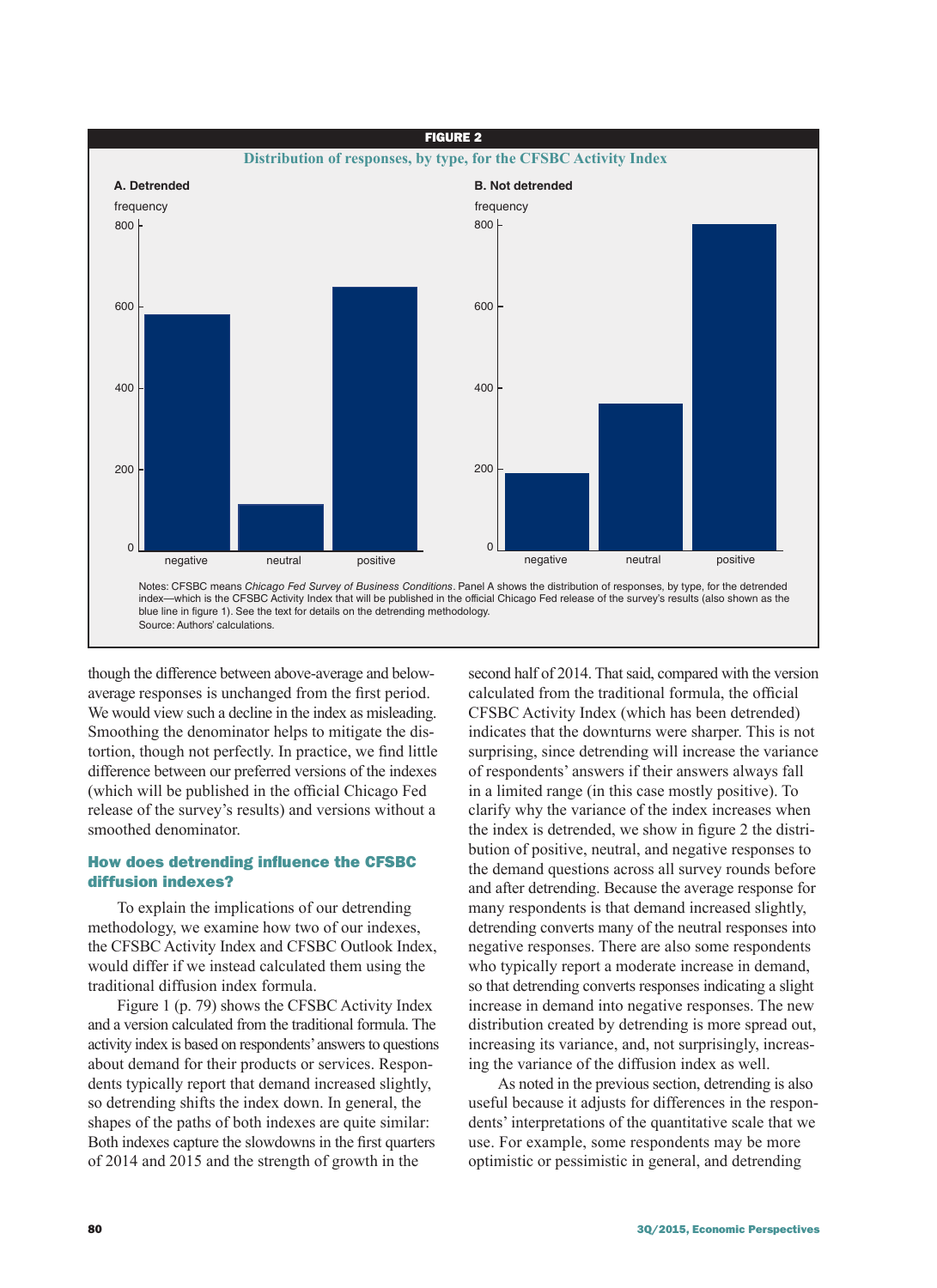**FIGURE 2**

**Distribution of responses, by type, for the CFSBC Activity Index**

Notes: CFSBC means *Chicago Fed Survey of Business Conditions*. Panel A shows the distribution of responses, by type, for the detrended index—which is the CFSBC Activity Index that will be published in the official Chicago Fed release of the survey's results (also shown as the blue line in figure 1). See the text for details on the detrending methodology.
Source: Authors' calculations.

though the difference between above-average and below-average responses is unchanged from the first period. We would view such a decline in the index as misleading. Smoothing the denominator helps to mitigate the distortion, though not perfectly. In practice, we find little difference between our preferred versions of the indexes (which will be published in the official Chicago Fed release of the survey's results) and versions without a smoothed denominator.

## How does detrending influence the CFSBC diffusion indexes?

To explain the implications of our detrending methodology, we examine how two of our indexes, the CFSBC Activity Index and CFSBC Outlook Index, would differ if we instead calculated them using the traditional diffusion index formula.

Figure 1 (p. 79) shows the CFSBC Activity Index and a version calculated from the traditional formula. The activity index is based on respondents' answers to questions about demand for their products or services. Respondents typically report that demand increased slightly, so detrending shifts the index down. In general, the shapes of the paths of both indexes are quite similar: Both indexes capture the slowdowns in the first quarters of 2014 and 2015 and the strength of growth in the second half of 2014. That said, compared with the version calculated from the traditional formula, the official CFSBC Activity Index (which has been detrended) indicates that the downturns were sharper. This is not surprising, since detrending will increase the variance of respondents' answers if their answers always fall in a limited range (in this case mostly positive). To clarify why the variance of the index increases when the index is detrended, we show in figure 2 the distribution of positive, neutral, and negative responses to the demand questions across all survey rounds before and after detrending. Because the average response for many respondents is that demand increased slightly, detrending converts many of the neutral responses into negative responses. There are also some respondents who typically report a moderate increase in demand, so that detrending converts responses indicating a slight increase in demand into negative responses. The new distribution created by detrending is more spread out, increasing its variance, and, not surprisingly, increasing the variance of the diffusion index as well.

As noted in the previous section, detrending is also useful because it adjusts for differences in the respondents' interpretations of the quantitative scale that we use. For example, some respondents may be more optimistic or pessimistic in general, and detrending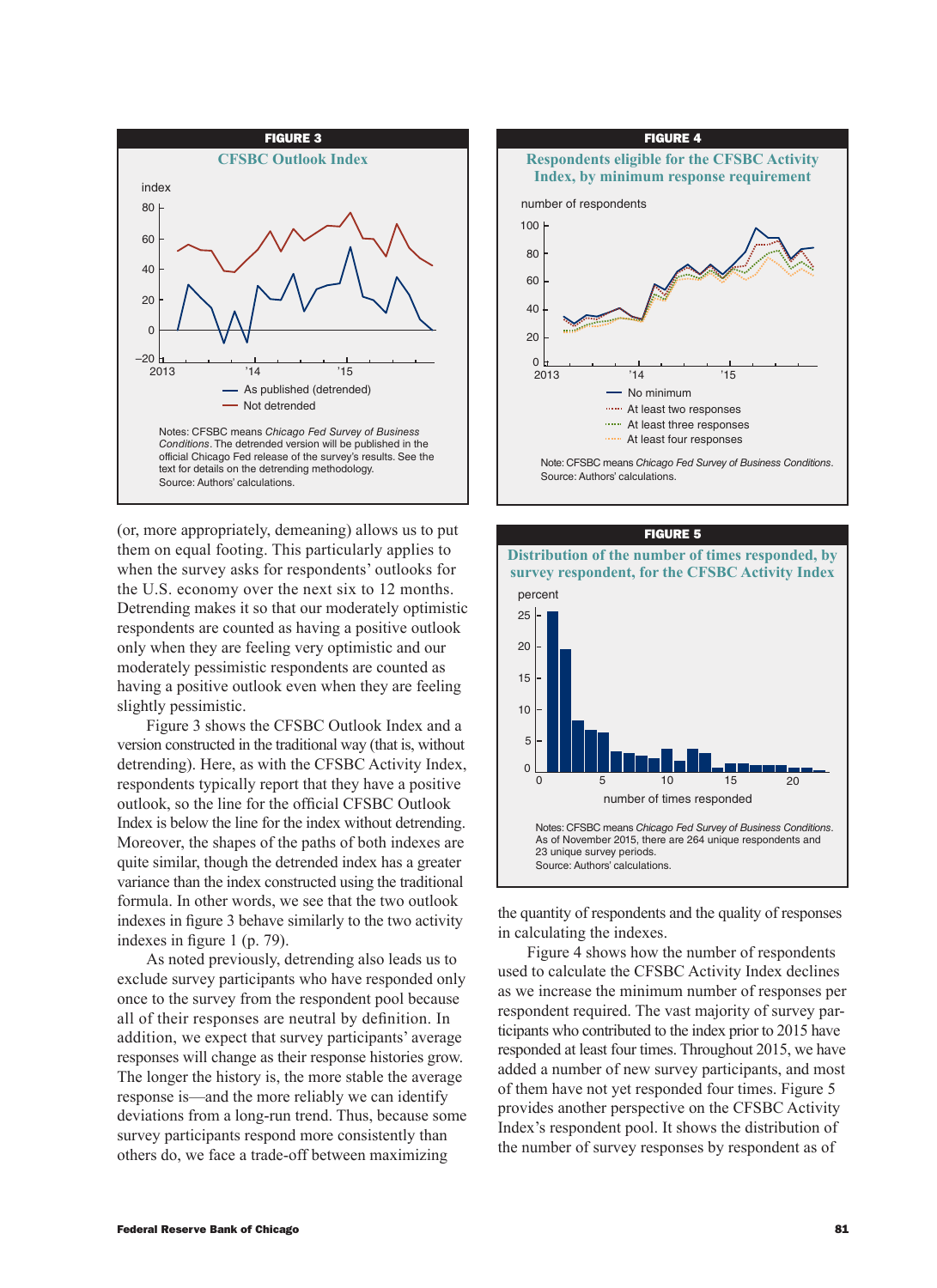**FIGURE 3**

**CFSBC Outlook Index**

Notes: CFSBC means *Chicago Fed Survey of Business Conditions*. The detrended version will be published in the official Chicago Fed release of the survey's results. See the text for details on the detrending methodology.
Source: Authors' calculations.

(or, more appropriately, demeaning) allows us to put them on equal footing. This particularly applies to when the survey asks for respondents' outlooks for the U.S. economy over the next six to 12 months. Detrending makes it so that our moderately optimistic respondents are counted as having a positive outlook only when they are feeling very optimistic and our moderately pessimistic respondents are counted as having a positive outlook even when they are feeling slightly pessimistic.

Figure 3 shows the CFSBC Outlook Index and a version constructed in the traditional way (that is, without detrending). Here, as with the CFSBC Activity Index, respondents typically report that they have a positive outlook, so the line for the official CFSBC Outlook Index is below the line for the index without detrending. Moreover, the shapes of the paths of both indexes are quite similar, though the detrended index has a greater variance than the index constructed using the traditional formula. In other words, we see that the two outlook indexes in figure 3 behave similarly to the two activity indexes in figure 1 (p. 79).

As noted previously, detrending also leads us to exclude survey participants who have responded only once to the survey from the respondent pool because all of their responses are neutral by definition. In addition, we expect that survey participants' average responses will change as their response histories grow. The longer the history is, the more stable the average response is—and the more reliably we can identify deviations from a long-run trend. Thus, because some survey participants respond more consistently than others do, we face a trade-off between maximizing

**FIGURE 4**

**Respondents eligible for the CFSBC Activity Index, by minimum response requirement**

Note: CFSBC means *Chicago Fed Survey of Business Conditions*.
Source: Authors' calculations.

**FIGURE 5**

**Distribution of the number of times responded, by survey respondent, for the CFSBC Activity Index**

Notes: CFSBC means *Chicago Fed Survey of Business Conditions*. As of November 2015, there are 264 unique respondents and 23 unique survey periods.
Source: Authors' calculations.

the quantity of respondents and the quality of responses in calculating the indexes.

Figure 4 shows how the number of respondents used to calculate the CFSBC Activity Index declines as we increase the minimum number of responses per respondent required. The vast majority of survey participants who contributed to the index prior to 2015 have responded at least four times. Throughout 2015, we have added a number of new survey participants, and most of them have not yet responded four times. Figure 5 provides another perspective on the CFSBC Activity Index's respondent pool. It shows the distribution of the number of survey responses by respondent as of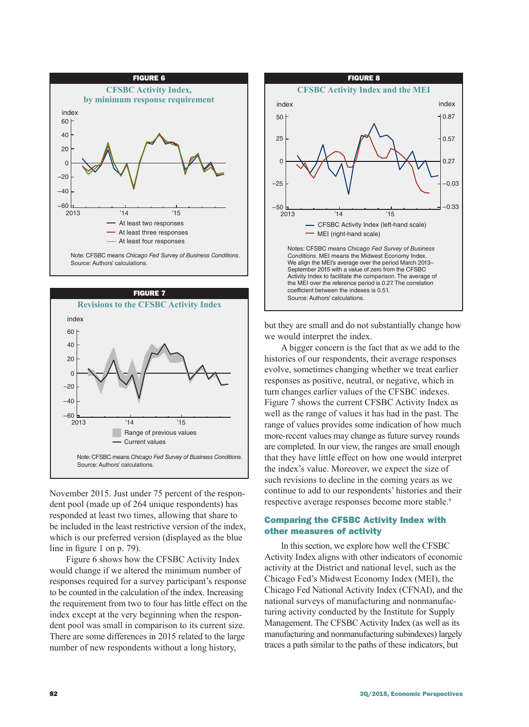**FIGURE 6**

**CFSBC Activity Index, by minimum response requirement**

index

— At least two responses
— At least three responses
— At least four responses

Note: CFSBC means *Chicago Fed Survey of Business Conditions*.
Source: Authors' calculations.

**FIGURE 7**

**Revisions to the CFSBC Activity Index**

index

Range of previous values
Current values

Note: CFSBC means *Chicago Fed Survey of Business Conditions*.
Source: Authors' calculations.

**FIGURE 8**

**CFSBC Activity Index and the MEI**

— CFSBC Activity Index (left-hand scale)
— MEI (right-hand scale)

Notes: CFSBC means *Chicago Fed Survey of Business Conditions*. MEI means the Midwest Economy Index. We align the MEI's average over the period March 2013–September 2015 with a value of zero from the CFSBC Activity Index to facilitate the comparison. The average of the MEI over the reference period is 0.27. The correlation coefficient between the indexes is 0.51.
Source: Authors' calculations.

November 2015. Just under 75 percent of the respondent pool (made up of 264 unique respondents) has responded at least two times, allowing that share to be included in the least restrictive version of the index, which is our preferred version (displayed as the blue line in figure 1 on p. 79).

Figure 6 shows how the CFSBC Activity Index would change if we altered the minimum number of responses required for a survey participant's response to be counted in the calculation of the index. Increasing the requirement from two to four has little effect on the index except at the very beginning when the respondent pool was small in comparison to its current size. There are some differences in 2015 related to the large number of new respondents without a long history, but they are small and do not substantially change how we would interpret the index.

A bigger concern is the fact that as we add to the histories of our respondents, their average responses evolve, sometimes changing whether we treat earlier responses as positive, neutral, or negative, which in turn changes earlier values of the CFSBC indexes. Figure 7 shows the current CFSBC Activity Index as well as the range of values it has had in the past. The range of values provides some indication of how much more-recent values may change as future survey rounds are completed. In our view, the ranges are small enough that they have little effect on how one would interpret the index's value. Moreover, we expect the size of such revisions to decline in the coming years as we continue to add to our respondents' histories and their respective average responses become more stable.[9]

## Comparing the CFSBC Activity Index with other measures of activity

In this section, we explore how well the CFSBC Activity Index aligns with other indicators of economic activity at the District and national level, such as the Chicago Fed's Midwest Economy Index (MEI), the Chicago Fed National Activity Index (CFNAI), and the national surveys of manufacturing and nonmanufacturing activity conducted by the Institute for Supply Management. The CFSBC Activity Index (as well as its manufacturing and nonmanufacturing subindexes) largely traces a path similar to the paths of these indicators, but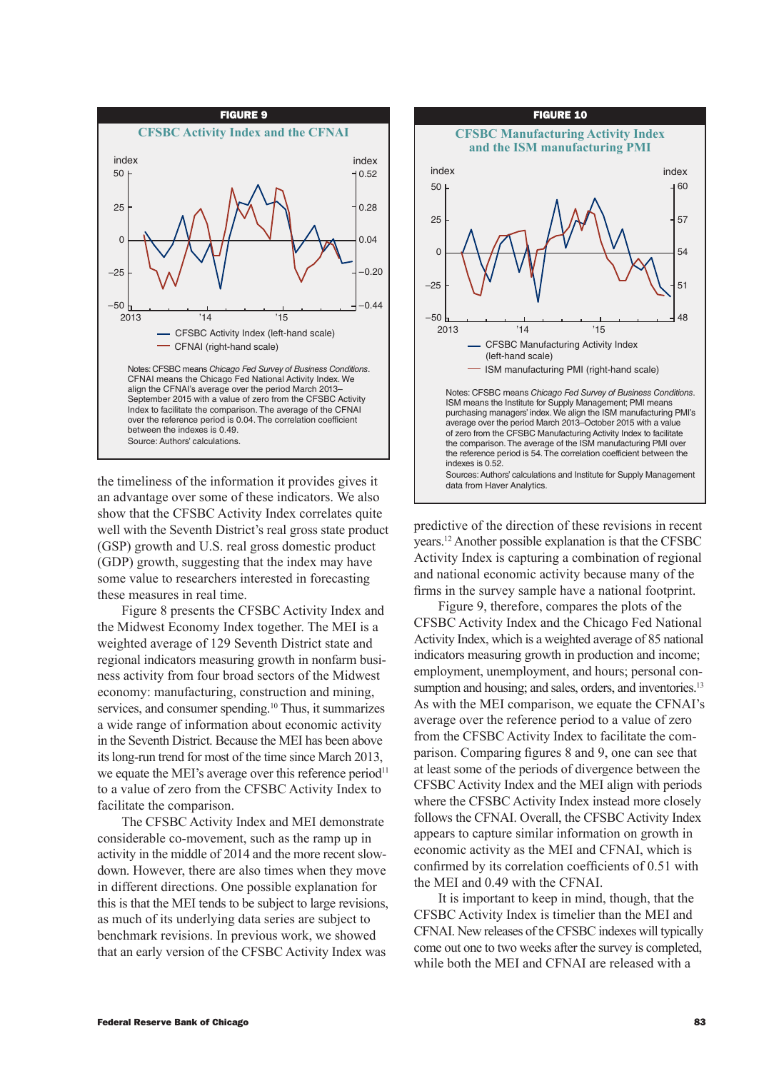**FIGURE 9**

**CFSBC Activity Index and the CFNAI**

Notes: CFSBC means *Chicago Fed Survey of Business Conditions*. CFNAI means the Chicago Fed National Activity Index. We align the CFNAI's average over the period March 2013–September 2015 with a value of zero from the CFSBC Activity Index to facilitate the comparison. The average of the CFNAI over the reference period is 0.04. The correlation coefficient between the indexes is 0.49.
Source: Authors' calculations.

**FIGURE 10**

**CFSBC Manufacturing Activity Index and the ISM manufacturing PMI**

Notes: CFSBC means *Chicago Fed Survey of Business Conditions*. ISM means the Institute for Supply Management; PMI means purchasing managers' index. We align the ISM manufacturing PMI's average over the period March 2013–October 2015 with a value of zero from the CFSBC Manufacturing Activity Index to facilitate the comparison. The average of the ISM manufacturing PMI over the reference period is 54. The correlation coefficient between the indexes is 0.52.
Sources: Authors' calculations and Institute for Supply Management data from Haver Analytics.

the timeliness of the information it provides gives it an advantage over some of these indicators. We also show that the CFSBC Activity Index correlates quite well with the Seventh District's real gross state product (GSP) growth and U.S. real gross domestic product (GDP) growth, suggesting that the index may have some value to researchers interested in forecasting these measures in real time.

Figure 8 presents the CFSBC Activity Index and the Midwest Economy Index together. The MEI is a weighted average of 129 Seventh District state and regional indicators measuring growth in nonfarm business activity from four broad sectors of the Midwest economy: manufacturing, construction and mining, services, and consumer spending.[10] Thus, it summarizes a wide range of information about economic activity in the Seventh District. Because the MEI has been above its long-run trend for most of the time since March 2013, we equate the MEI's average over this reference period[11] to a value of zero from the CFSBC Activity Index to facilitate the comparison.

The CFSBC Activity Index and MEI demonstrate considerable co-movement, such as the ramp up in activity in the middle of 2014 and the more recent slowdown. However, there are also times when they move in different directions. One possible explanation for this is that the MEI tends to be subject to large revisions, as much of its underlying data series are subject to benchmark revisions. In previous work, we showed that an early version of the CFSBC Activity Index was predictive of the direction of these revisions in recent years.[12] Another possible explanation is that the CFSBC Activity Index is capturing a combination of regional and national economic activity because many of the firms in the survey sample have a national footprint.

Figure 9, therefore, compares the plots of the CFSBC Activity Index and the Chicago Fed National Activity Index, which is a weighted average of 85 national indicators measuring growth in production and income; employment, unemployment, and hours; personal consumption and housing; and sales, orders, and inventories.[13] As with the MEI comparison, we equate the CFNAI's average over the reference period to a value of zero from the CFSBC Activity Index to facilitate the comparison. Comparing figures 8 and 9, one can see that at least some of the periods of divergence between the CFSBC Activity Index and the MEI align with periods where the CFSBC Activity Index instead more closely follows the CFNAI. Overall, the CFSBC Activity Index appears to capture similar information on growth in economic activity as the MEI and CFNAI, which is confirmed by its correlation coefficients of 0.51 with the MEI and 0.49 with the CFNAI.

It is important to keep in mind, though, that the CFSBC Activity Index is timelier than the MEI and CFNAI. New releases of the CFSBC indexes will typically come out one to two weeks after the survey is completed, while both the MEI and CFNAI are released with a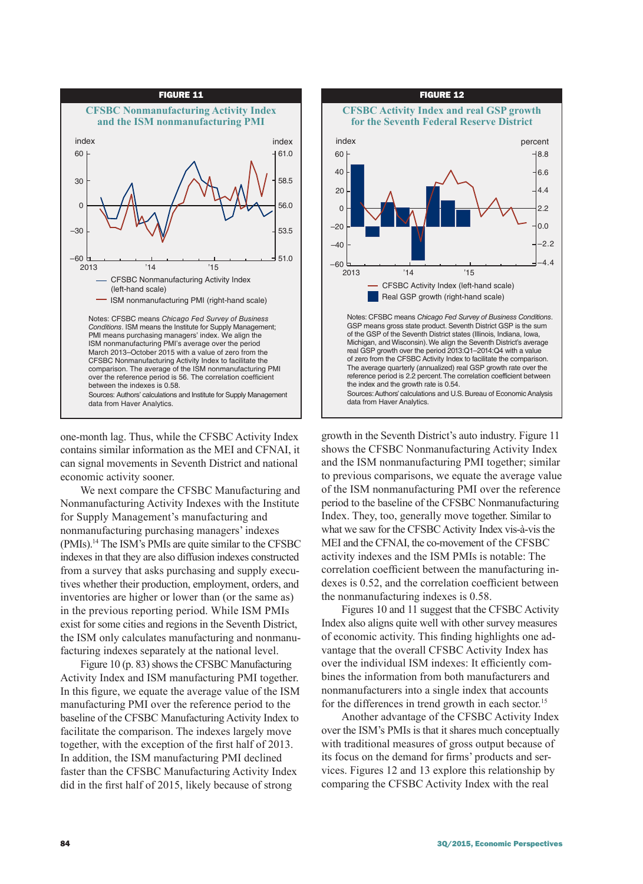**FIGURE 11**

**CFSBC Nonmanufacturing Activity Index and the ISM nonmanufacturing PMI**

— CFSBC Nonmanufacturing Activity Index (left-hand scale)
— ISM nonmanufacturing PMI (right-hand scale)

Notes: CFSBC means *Chicago Fed Survey of Business Conditions*. ISM means the Institute for Supply Management; PMI means purchasing managers' index. We align the ISM nonmanufacturing PMI's average over the period March 2013–October 2015 with a value of zero from the CFSBC Nonmanufacturing Activity Index to facilitate the comparison. The average of the ISM nonmanufacturing PMI over the reference period is 56. The correlation coefficient between the indexes is 0.58.
Sources: Authors' calculations and Institute for Supply Management data from Haver Analytics.

**FIGURE 12**

**CFSBC Activity Index and real GSP growth for the Seventh Federal Reserve District**

— CFSBC Activity Index (left-hand scale)
■ Real GSP growth (right-hand scale)

Notes: CFSBC means *Chicago Fed Survey of Business Conditions*. GSP means gross state product. Seventh District GSP is the sum of the GSP of the Seventh District states (Illinois, Indiana, Iowa, Michigan, and Wisconsin). We align the Seventh District's average real GSP growth over the period 2013:Q1–2014:Q4 with a value of zero from the CFSBC Activity Index to facilitate the comparison. The average quarterly (annualized) real GSP growth rate over the reference period is 2.2 percent. The correlation coefficient between the index and the growth rate is 0.54.
Sources: Authors' calculations and U.S. Bureau of Economic Analysis data from Haver Analytics.

one-month lag. Thus, while the CFSBC Activity Index contains similar information as the MEI and CFNAI, it can signal movements in Seventh District and national economic activity sooner.

We next compare the CFSBC Manufacturing and Nonmanufacturing Activity Indexes with the Institute for Supply Management's manufacturing and nonmanufacturing purchasing managers' indexes (PMIs).[14] The ISM's PMIs are quite similar to the CFSBC indexes in that they are also diffusion indexes constructed from a survey that asks purchasing and supply executives whether their production, employment, orders, and inventories are higher or lower than (or the same as) in the previous reporting period. While ISM PMIs exist for some cities and regions in the Seventh District, the ISM only calculates manufacturing and nonmanufacturing indexes separately at the national level.

Figure 10 (p. 83) shows the CFSBC Manufacturing Activity Index and ISM manufacturing PMI together. In this figure, we equate the average value of the ISM manufacturing PMI over the reference period to the baseline of the CFSBC Manufacturing Activity Index to facilitate the comparison. The indexes largely move together, with the exception of the first half of 2013. In addition, the ISM manufacturing PMI declined faster than the CFSBC Manufacturing Activity Index did in the first half of 2015, likely because of strong growth in the Seventh District's auto industry. Figure 11 shows the CFSBC Nonmanufacturing Activity Index and the ISM nonmanufacturing PMI together; similar to previous comparisons, we equate the average value of the ISM nonmanufacturing PMI over the reference period to the baseline of the CFSBC Nonmanufacturing Index. They, too, generally move together. Similar to what we saw for the CFSBC Activity Index vis-à-vis the MEI and the CFNAI, the co-movement of the CFSBC activity indexes and the ISM PMIs is notable: The correlation coefficient between the manufacturing indexes is 0.52, and the correlation coefficient between the nonmanufacturing indexes is 0.58.

Figures 10 and 11 suggest that the CFSBC Activity Index also aligns quite well with other survey measures of economic activity. This finding highlights one advantage that the overall CFSBC Activity Index has over the individual ISM indexes: It efficiently combines the information from both manufacturers and nonmanufacturers into a single index that accounts for the differences in trend growth in each sector.[15]

Another advantage of the CFSBC Activity Index over the ISM's PMIs is that it shares much conceptually with traditional measures of gross output because of its focus on the demand for firms' products and services. Figures 12 and 13 explore this relationship by comparing the CFSBC Activity Index with the real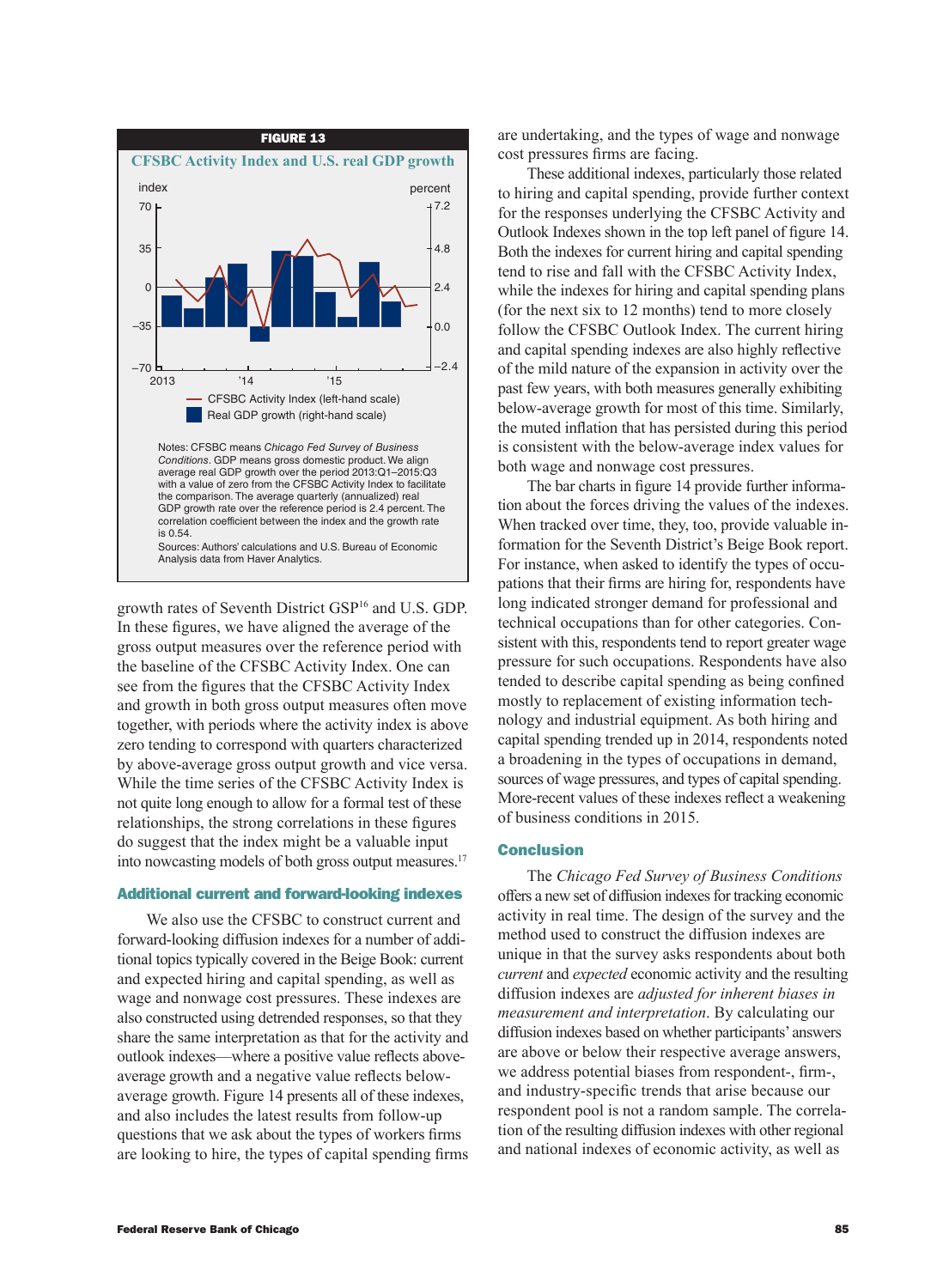**FIGURE 13**

**CFSBC Activity Index and U.S. real GDP growth**

Notes: CFSBC means *Chicago Fed Survey of Business Conditions*. GDP means gross domestic product. We align average real GDP growth over the period 2013:Q1–2015:Q3 with a value of zero from the CFSBC Activity Index to facilitate the comparison. The average quarterly (annualized) real GDP growth rate over the reference period is 2.4 percent. The correlation coefficient between the index and the growth rate is 0.54.

Sources: Authors' calculations and U.S. Bureau of Economic Analysis data from Haver Analytics.

growth rates of Seventh District GSP[16] and U.S. GDP. In these figures, we have aligned the average of the gross output measures over the reference period with the baseline of the CFSBC Activity Index. One can see from the figures that the CFSBC Activity Index and growth in both gross output measures often move together, with periods where the activity index is above zero tending to correspond with quarters characterized by above-average gross output growth and vice versa. While the time series of the CFSBC Activity Index is not quite long enough to allow for a formal test of these relationships, the strong correlations in these figures do suggest that the index might be a valuable input into nowcasting models of both gross output measures.[17]

## Additional current and forward-looking indexes

We also use the CFSBC to construct current and forward-looking diffusion indexes for a number of additional topics typically covered in the Beige Book: current and expected hiring and capital spending, as well as wage and nonwage cost pressures. These indexes are also constructed using detrended responses, so that they share the same interpretation as that for the activity and outlook indexes—where a positive value reflects above-average growth and a negative value reflects below-average growth. Figure 14 presents all of these indexes, and also includes the latest results from follow-up questions that we ask about the types of workers firms are looking to hire, the types of capital spending firms are undertaking, and the types of wage and nonwage cost pressures firms are facing.

These additional indexes, particularly those related to hiring and capital spending, provide further context for the responses underlying the CFSBC Activity and Outlook Indexes shown in the top left panel of figure 14. Both the indexes for current hiring and capital spending tend to rise and fall with the CFSBC Activity Index, while the indexes for hiring and capital spending plans (for the next six to 12 months) tend to more closely follow the CFSBC Outlook Index. The current hiring and capital spending indexes are also highly reflective of the mild nature of the expansion in activity over the past few years, with both measures generally exhibiting below-average growth for most of this time. Similarly, the muted inflation that has persisted during this period is consistent with the below-average index values for both wage and nonwage cost pressures.

The bar charts in figure 14 provide further information about the forces driving the values of the indexes. When tracked over time, they, too, provide valuable information for the Seventh District's Beige Book report. For instance, when asked to identify the types of occupations that their firms are hiring for, respondents have long indicated stronger demand for professional and technical occupations than for other categories. Consistent with this, respondents tend to report greater wage pressure for such occupations. Respondents have also tended to describe capital spending as being confined mostly to replacement of existing information technology and industrial equipment. As both hiring and capital spending trended up in 2014, respondents noted a broadening in the types of occupations in demand, sources of wage pressures, and types of capital spending. More-recent values of these indexes reflect a weakening of business conditions in 2015.

## Conclusion

The *Chicago Fed Survey of Business Conditions* offers a new set of diffusion indexes for tracking economic activity in real time. The design of the survey and the method used to construct the diffusion indexes are unique in that the survey asks respondents about both *current* and *expected* economic activity and the resulting diffusion indexes are *adjusted for inherent biases in measurement and interpretation*. By calculating our diffusion indexes based on whether participants' answers are above or below their respective average answers, we address potential biases from respondent-, firm-, and industry-specific trends that arise because our respondent pool is not a random sample. The correlation of the resulting diffusion indexes with other regional and national indexes of economic activity, as well as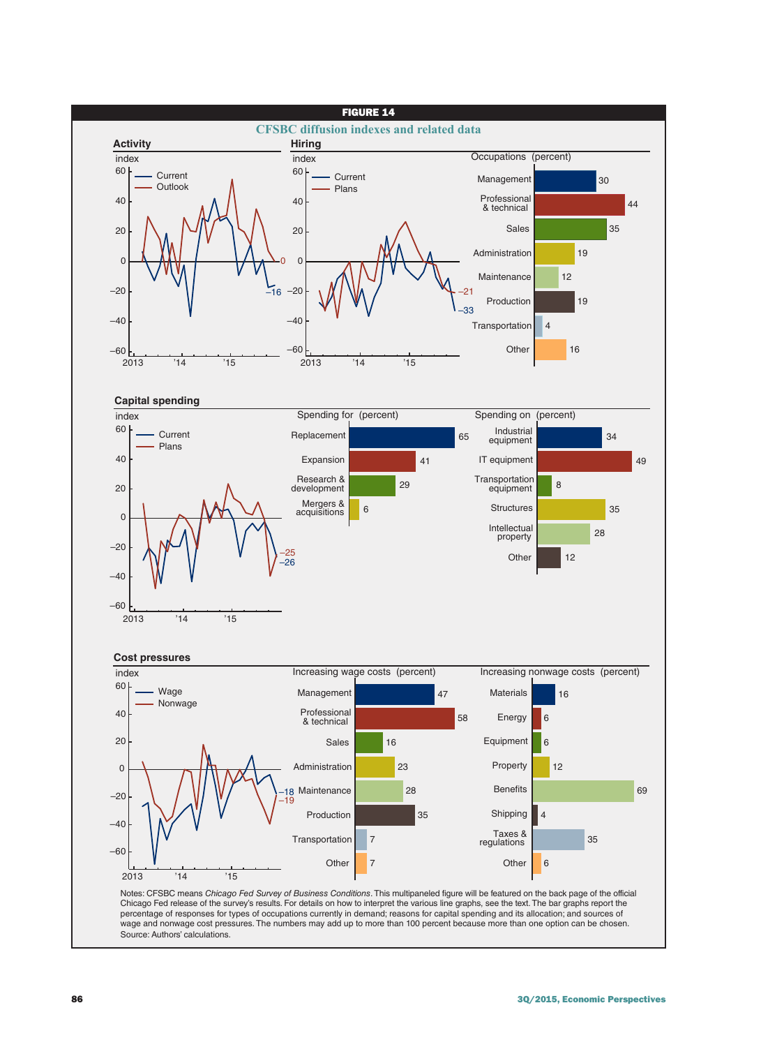**FIGURE 14**

**CFSBC diffusion indexes and related data**

### Activity

index — Current, Outlook (line chart, 2013–'15; latest values: Current −16, Outlook 0)

### Hiring

index — Current, Plans (line chart, 2013–'15; latest values: Plans −21, Current −33)

Occupations (percent)

| Occupation | Percent |
|---|---|
| Management | 30 |
| Professional & technical | 44 |
| Sales | 35 |
| Administration | 19 |
| Maintenance | 12 |
| Production | 19 |
| Transportation | 4 |
| Other | 16 |

### Capital spending

index — Current, Plans (line chart, 2013–'15; latest values: Plans −25, Current −26)

Spending for (percent)

| Spending for | Percent |
|---|---|
| Replacement | 65 |
| Expansion | 41 |
| Research & development | 29 |
| Mergers & acquisitions | 6 |

Spending on (percent)

| Spending on | Percent |
|---|---|
| Industrial equipment | 34 |
| IT equipment | 49 |
| Transportation equipment | 8 |
| Structures | 35 |
| Intellectual property | 28 |
| Other | 12 |

### Cost pressures

index — Wage, Nonwage (line chart, 2013–'15; latest values: Wage −18, Nonwage −19)

Increasing wage costs (percent)

| Occupation | Percent |
|---|---|
| Management | 47 |
| Professional & technical | 58 |
| Sales | 16 |
| Administration | 23 |
| Maintenance | 28 |
| Production | 35 |
| Transportation | 7 |
| Other | 7 |

Increasing nonwage costs (percent)

| Source | Percent |
|---|---|
| Materials | 16 |
| Energy | 6 |
| Equipment | 6 |
| Property | 12 |
| Benefits | 69 |
| Shipping | 4 |
| Taxes & regulations | 35 |
| Other | 6 |

Notes: CFSBC means *Chicago Fed Survey of Business Conditions*. This multipaneled figure will be featured on the back page of the official Chicago Fed release of the survey's results. For details on how to interpret the various line graphs, see the text. The bar graphs report the percentage of responses for types of occupations currently in demand; reasons for capital spending and its allocation; and sources of wage and nonwage cost pressures. The numbers may add up to more than 100 percent because more than one option can be chosen.
Source: Authors' calculations.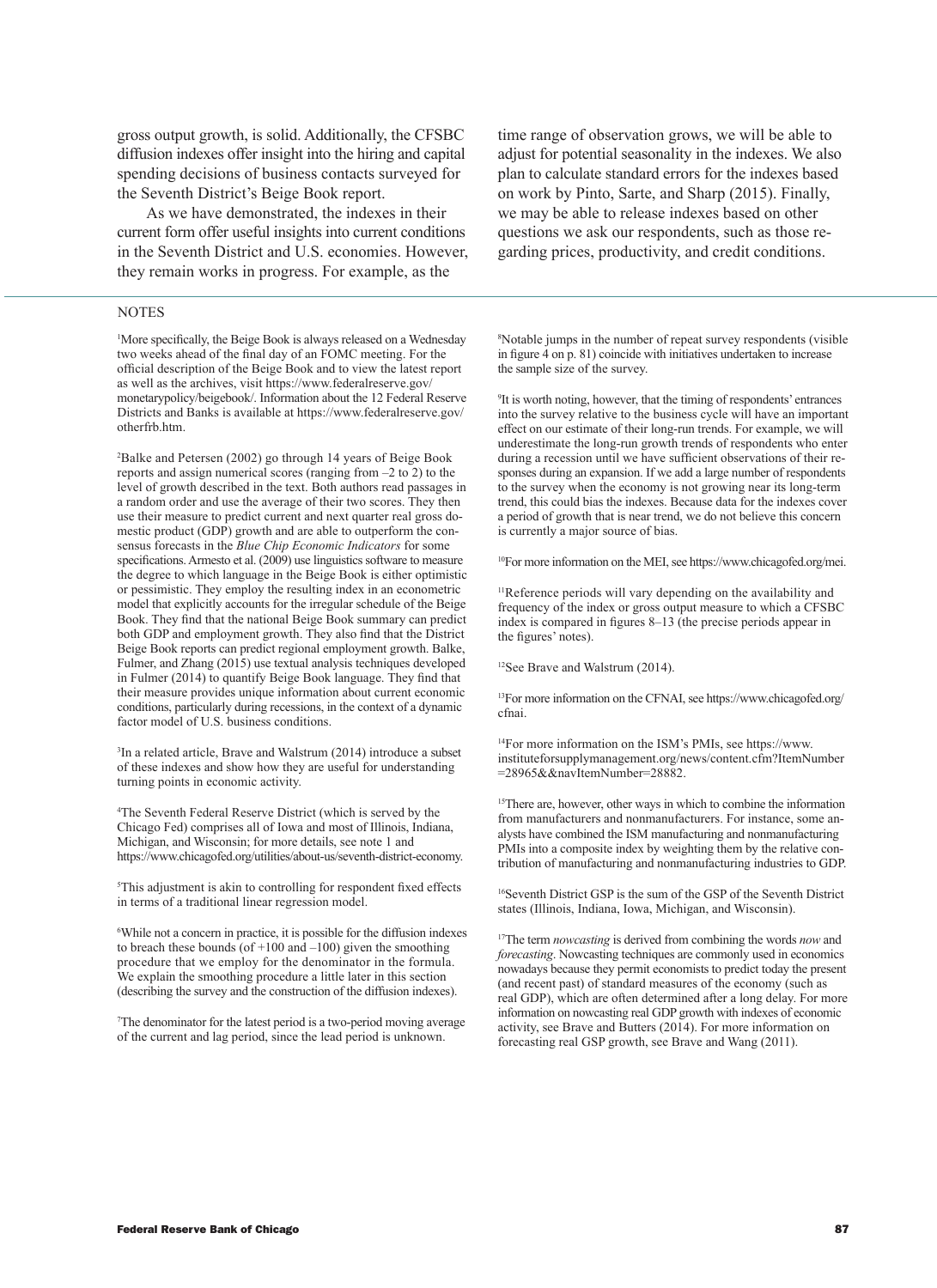gross output growth, is solid. Additionally, the CFSBC diffusion indexes offer insight into the hiring and capital spending decisions of business contacts surveyed for the Seventh District's Beige Book report.

As we have demonstrated, the indexes in their current form offer useful insights into current conditions in the Seventh District and U.S. economies. However, they remain works in progress. For example, as the time range of observation grows, we will be able to adjust for potential seasonality in the indexes. We also plan to calculate standard errors for the indexes based on work by Pinto, Sarte, and Sharp (2015). Finally, we may be able to release indexes based on other questions we ask our respondents, such as those regarding prices, productivity, and credit conditions.

## NOTES

[1]More specifically, the Beige Book is always released on a Wednesday two weeks ahead of the final day of an FOMC meeting. For the official description of the Beige Book and to view the latest report as well as the archives, visit https://www.federalreserve.gov/monetarypolicy/beigebook/. Information about the 12 Federal Reserve Districts and Banks is available at https://www.federalreserve.gov/otherfrb.htm.

[2]Balke and Petersen (2002) go through 14 years of Beige Book reports and assign numerical scores (ranging from –2 to 2) to the level of growth described in the text. Both authors read passages in a random order and use the average of their two scores. They then use their measure to predict current and next quarter real gross domestic product (GDP) growth and are able to outperform the consensus forecasts in the *Blue Chip Economic Indicators* for some specifications. Armesto et al. (2009) use linguistics software to measure the degree to which language in the Beige Book is either optimistic or pessimistic. They employ the resulting index in an econometric model that explicitly accounts for the irregular schedule of the Beige Book. They find that the national Beige Book summary can predict both GDP and employment growth. They also find that the District Beige Book reports can predict regional employment growth. Balke, Fulmer, and Zhang (2015) use textual analysis techniques developed in Fulmer (2014) to quantify Beige Book language. They find that their measure provides unique information about current economic conditions, particularly during recessions, in the context of a dynamic factor model of U.S. business conditions.

[3]In a related article, Brave and Walstrum (2014) introduce a subset of these indexes and show how they are useful for understanding turning points in economic activity.

[4]The Seventh Federal Reserve District (which is served by the Chicago Fed) comprises all of Iowa and most of Illinois, Indiana, Michigan, and Wisconsin; for more details, see note 1 and https://www.chicagofed.org/utilities/about-us/seventh-district-economy.

[5]This adjustment is akin to controlling for respondent fixed effects in terms of a traditional linear regression model.

[6]While not a concern in practice, it is possible for the diffusion indexes to breach these bounds (of +100 and –100) given the smoothing procedure that we employ for the denominator in the formula. We explain the smoothing procedure a little later in this section (describing the survey and the construction of the diffusion indexes).

[7]The denominator for the latest period is a two-period moving average of the current and lag period, since the lead period is unknown.

[8]Notable jumps in the number of repeat survey respondents (visible in figure 4 on p. 81) coincide with initiatives undertaken to increase the sample size of the survey.

[9]It is worth noting, however, that the timing of respondents' entrances into the survey relative to the business cycle will have an important effect on our estimate of their long-run trends. For example, we will underestimate the long-run growth trends of respondents who enter during a recession until we have sufficient observations of their responses during an expansion. If we add a large number of respondents to the survey when the economy is not growing near its long-term trend, this could bias the indexes. Because data for the indexes cover a period of growth that is near trend, we do not believe this concern is currently a major source of bias.

[10]For more information on the MEI, see https://www.chicagofed.org/mei.

[11]Reference periods will vary depending on the availability and frequency of the index or gross output measure to which a CFSBC index is compared in figures 8–13 (the precise periods appear in the figures' notes).

[12]See Brave and Walstrum (2014).

[13]For more information on the CFNAI, see https://www.chicagofed.org/cfnai.

[14]For more information on the ISM's PMIs, see https://www.instituteforsupplymanagement.org/news/content.cfm?ItemNumber=28965&&navItemNumber=28882.

[15]There are, however, other ways in which to combine the information from manufacturers and nonmanufacturers. For instance, some analysts have combined the ISM manufacturing and nonmanufacturing PMIs into a composite index by weighting them by the relative contribution of manufacturing and nonmanufacturing industries to GDP.

[16]Seventh District GSP is the sum of the GSP of the Seventh District states (Illinois, Indiana, Iowa, Michigan, and Wisconsin).

[17]The term *nowcasting* is derived from combining the words *now* and *forecasting*. Nowcasting techniques are commonly used in economics nowadays because they permit economists to predict today the present (and recent past) of standard measures of the economy (such as real GDP), which are often determined after a long delay. For more information on nowcasting real GDP growth with indexes of economic activity, see Brave and Butters (2014). For more information on forecasting real GSP growth, see Brave and Wang (2011).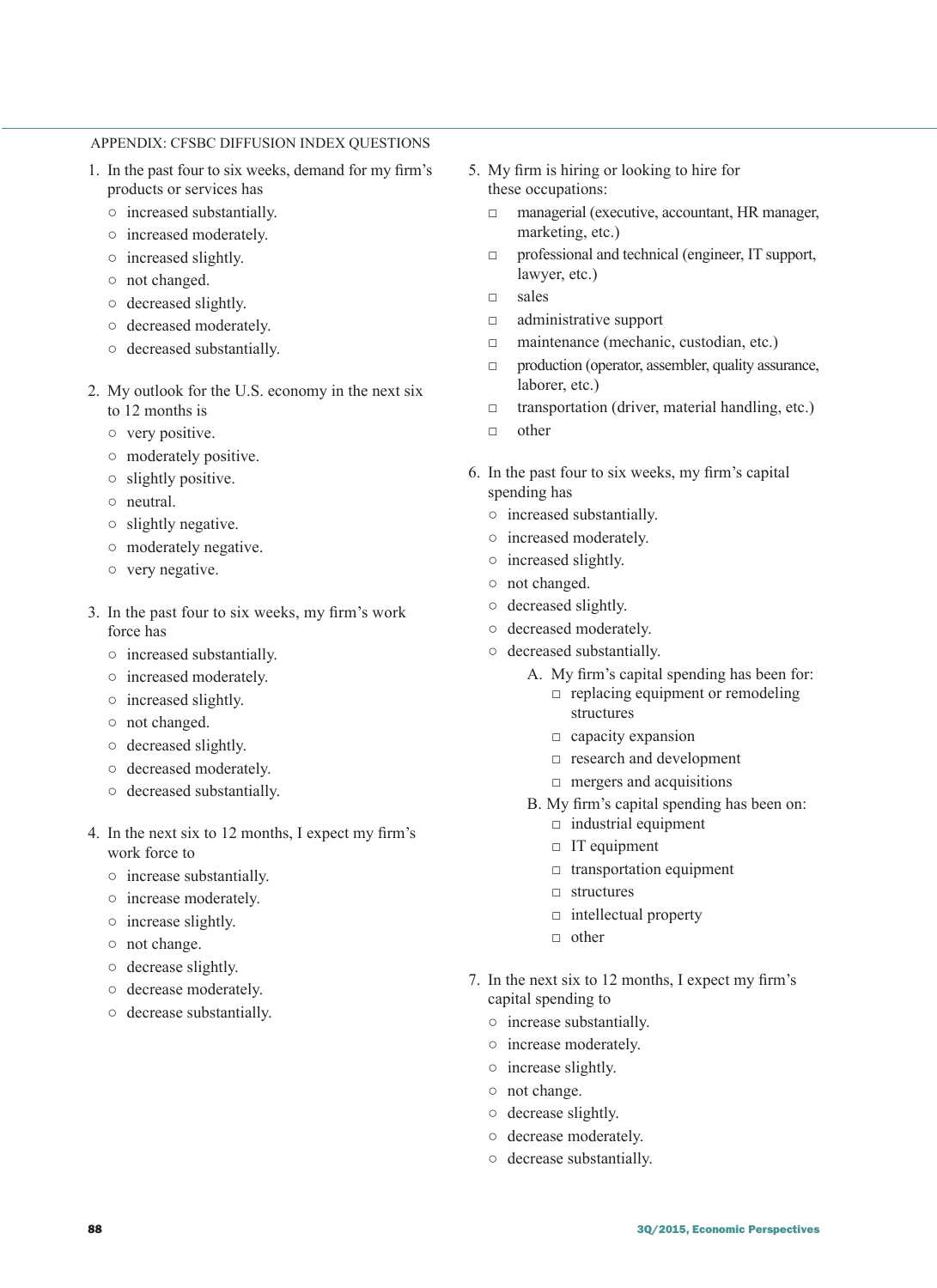## APPENDIX: CFSBC DIFFUSION INDEX QUESTIONS

1. In the past four to six weeks, demand for my firm's products or services has
   - ○ increased substantially.
   - ○ increased moderately.
   - ○ increased slightly.
   - ○ not changed.
   - ○ decreased slightly.
   - ○ decreased moderately.
   - ○ decreased substantially.

2. My outlook for the U.S. economy in the next six to 12 months is
   - ○ very positive.
   - ○ moderately positive.
   - ○ slightly positive.
   - ○ neutral.
   - ○ slightly negative.
   - ○ moderately negative.
   - ○ very negative.

3. In the past four to six weeks, my firm's work force has
   - ○ increased substantially.
   - ○ increased moderately.
   - ○ increased slightly.
   - ○ not changed.
   - ○ decreased slightly.
   - ○ decreased moderately.
   - ○ decreased substantially.

4. In the next six to 12 months, I expect my firm's work force to
   - ○ increase substantially.
   - ○ increase moderately.
   - ○ increase slightly.
   - ○ not change.
   - ○ decrease slightly.
   - ○ decrease moderately.
   - ○ decrease substantially.

5. My firm is hiring or looking to hire for these occupations:
   - □ managerial (executive, accountant, HR manager, marketing, etc.)
   - □ professional and technical (engineer, IT support, lawyer, etc.)
   - □ sales
   - □ administrative support
   - □ maintenance (mechanic, custodian, etc.)
   - □ production (operator, assembler, quality assurance, laborer, etc.)
   - □ transportation (driver, material handling, etc.)
   - □ other

6. In the past four to six weeks, my firm's capital spending has
   - ○ increased substantially.
   - ○ increased moderately.
   - ○ increased slightly.
   - ○ not changed.
   - ○ decreased slightly.
   - ○ decreased moderately.
   - ○ decreased substantially.

   A. My firm's capital spending has been for:
      - □ replacing equipment or remodeling structures
      - □ capacity expansion
      - □ research and development
      - □ mergers and acquisitions

   B. My firm's capital spending has been on:
      - □ industrial equipment
      - □ IT equipment
      - □ transportation equipment
      - □ structures
      - □ intellectual property
      - □ other

7. In the next six to 12 months, I expect my firm's capital spending to
   - ○ increase substantially.
   - ○ increase moderately.
   - ○ increase slightly.
   - ○ not change.
   - ○ decrease slightly.
   - ○ decrease moderately.
   - ○ decrease substantially.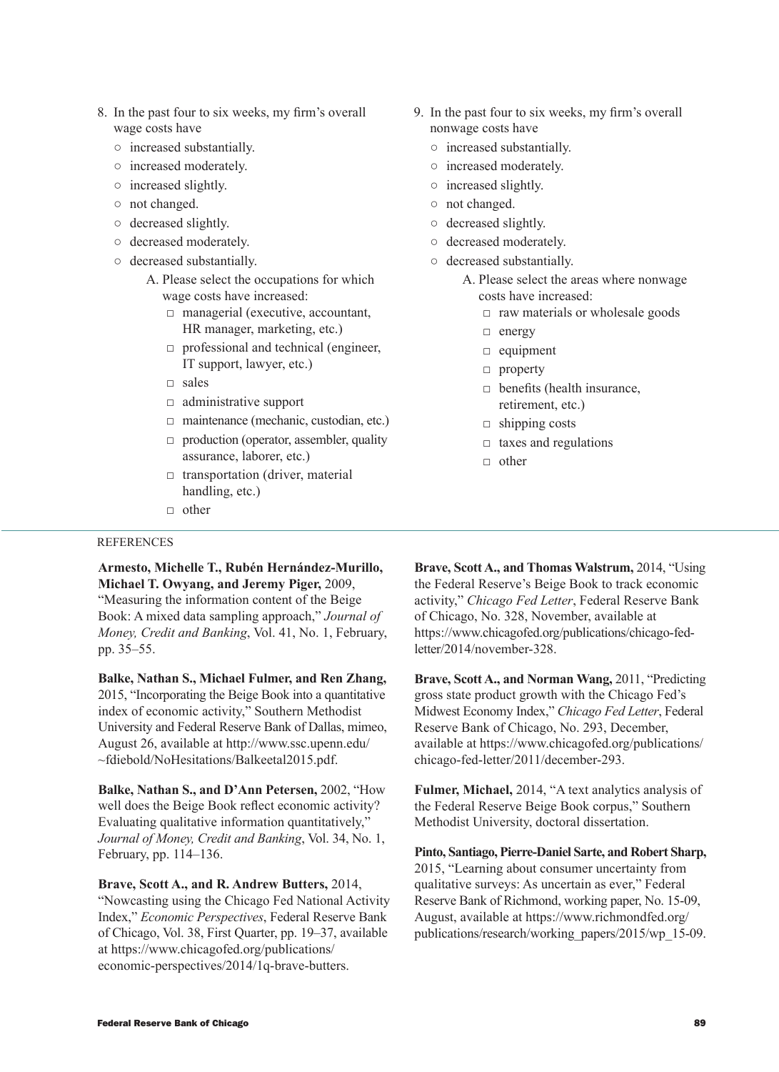8. In the past four to six weeks, my firm's overall wage costs have
   - ○ increased substantially.
   - ○ increased moderately.
   - ○ increased slightly.
   - ○ not changed.
   - ○ decreased slightly.
   - ○ decreased moderately.
   - ○ decreased substantially.
     - A. Please select the occupations for which wage costs have increased:
       - □ managerial (executive, accountant, HR manager, marketing, etc.)
       - □ professional and technical (engineer, IT support, lawyer, etc.)
       - □ sales
       - □ administrative support
       - □ maintenance (mechanic, custodian, etc.)
       - □ production (operator, assembler, quality assurance, laborer, etc.)
       - □ transportation (driver, material handling, etc.)
       - □ other

9. In the past four to six weeks, my firm's overall nonwage costs have
   - ○ increased substantially.
   - ○ increased moderately.
   - ○ increased slightly.
   - ○ not changed.
   - ○ decreased slightly.
   - ○ decreased moderately.
   - ○ decreased substantially.
     - A. Please select the areas where nonwage costs have increased:
       - □ raw materials or wholesale goods
       - □ energy
       - □ equipment
       - □ property
       - □ benefits (health insurance, retirement, etc.)
       - □ shipping costs
       - □ taxes and regulations
       - □ other

## REFERENCES

**Armesto, Michelle T., Rubén Hernández-Murillo, Michael T. Owyang, and Jeremy Piger,** 2009, "Measuring the information content of the Beige Book: A mixed data sampling approach," *Journal of Money, Credit and Banking*, Vol. 41, No. 1, February, pp. 35–55.

**Balke, Nathan S., Michael Fulmer, and Ren Zhang,** 2015, "Incorporating the Beige Book into a quantitative index of economic activity," Southern Methodist University and Federal Reserve Bank of Dallas, mimeo, August 26, available at http://www.ssc.upenn.edu/~fdiebold/NoHesitations/Balkeetal2015.pdf.

**Balke, Nathan S., and D'Ann Petersen,** 2002, "How well does the Beige Book reflect economic activity? Evaluating qualitative information quantitatively," *Journal of Money, Credit and Banking*, Vol. 34, No. 1, February, pp. 114–136.

**Brave, Scott A., and R. Andrew Butters,** 2014, "Nowcasting using the Chicago Fed National Activity Index," *Economic Perspectives*, Federal Reserve Bank of Chicago, Vol. 38, First Quarter, pp. 19–37, available at https://www.chicagofed.org/publications/economic-perspectives/2014/1q-brave-butters.

**Brave, Scott A., and Thomas Walstrum,** 2014, "Using the Federal Reserve's Beige Book to track economic activity," *Chicago Fed Letter*, Federal Reserve Bank of Chicago, No. 328, November, available at https://www.chicagofed.org/publications/chicago-fed-letter/2014/november-328.

**Brave, Scott A., and Norman Wang,** 2011, "Predicting gross state product growth with the Chicago Fed's Midwest Economy Index," *Chicago Fed Letter*, Federal Reserve Bank of Chicago, No. 293, December, available at https://www.chicagofed.org/publications/chicago-fed-letter/2011/december-293.

**Fulmer, Michael,** 2014, "A text analytics analysis of the Federal Reserve Beige Book corpus," Southern Methodist University, doctoral dissertation.

**Pinto, Santiago, Pierre-Daniel Sarte, and Robert Sharp,** 2015, "Learning about consumer uncertainty from qualitative surveys: As uncertain as ever," Federal Reserve Bank of Richmond, working paper, No. 15-09, August, available at https://www.richmondfed.org/publications/research/working_papers/2015/wp_15-09.